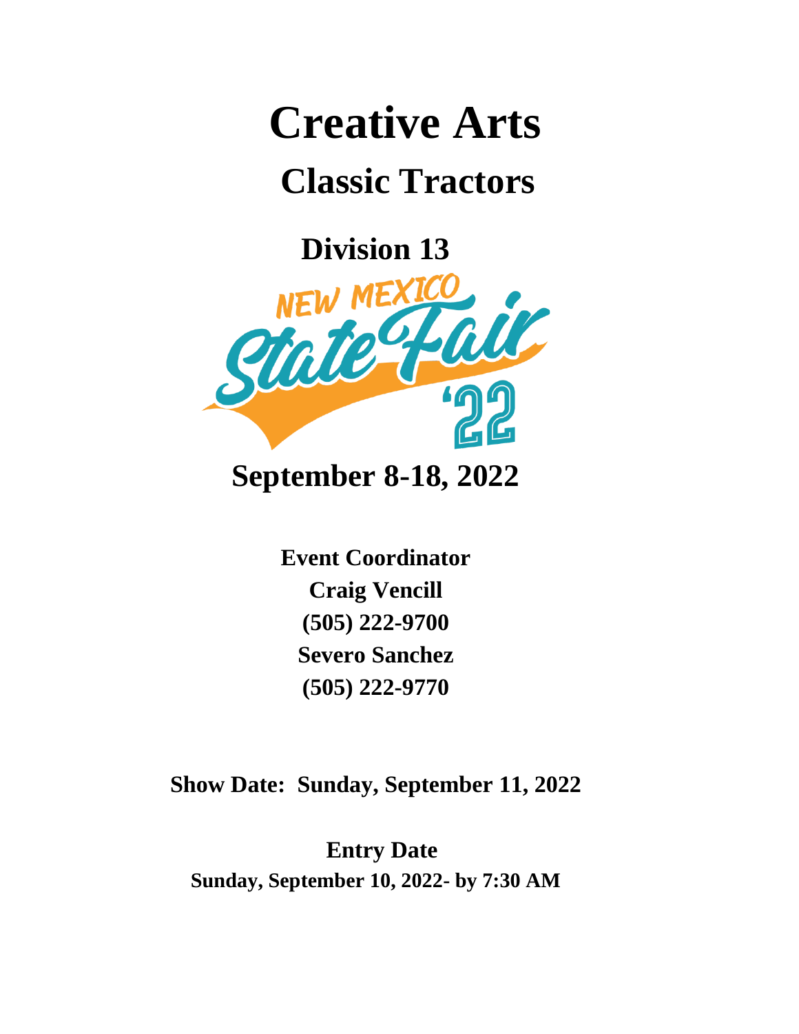# Creative Arts

## Classic Tractors

### Division 13

NEW MEXICO State Fair '22

**September 8-18, 2022**

**Event Coordinator**
**Craig Vencill**
**(505) 222-9700**
**Severo Sanchez**
**(505) 222-9770**

**Show Date: Sunday, September 11, 2022**

**Entry Date**
**Sunday, September 10, 2022- by 7:30 AM**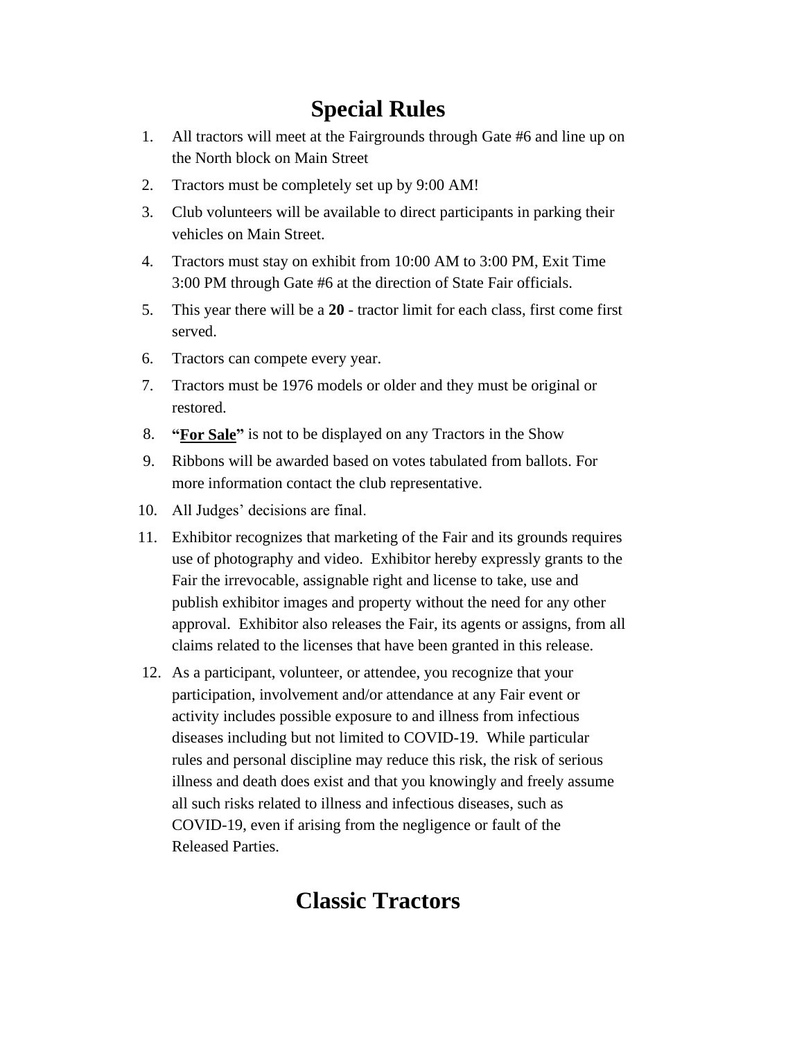# Special Rules

1. All tractors will meet at the Fairgrounds through Gate #6 and line up on the North block on Main Street
2. Tractors must be completely set up by 9:00 AM!
3. Club volunteers will be available to direct participants in parking their vehicles on Main Street.
4. Tractors must stay on exhibit from 10:00 AM to 3:00 PM, Exit Time 3:00 PM through Gate #6 at the direction of State Fair officials.
5. This year there will be a **20** - tractor limit for each class, first come first served.
6. Tractors can compete every year.
7. Tractors must be 1976 models or older and they must be original or restored.
8. **"<u>For Sale</u>"** is not to be displayed on any Tractors in the Show
9. Ribbons will be awarded based on votes tabulated from ballots. For more information contact the club representative.
10. All Judges' decisions are final.
11. Exhibitor recognizes that marketing of the Fair and its grounds requires use of photography and video. Exhibitor hereby expressly grants to the Fair the irrevocable, assignable right and license to take, use and publish exhibitor images and property without the need for any other approval. Exhibitor also releases the Fair, its agents or assigns, from all claims related to the licenses that have been granted in this release.
12. As a participant, volunteer, or attendee, you recognize that your participation, involvement and/or attendance at any Fair event or activity includes possible exposure to and illness from infectious diseases including but not limited to COVID-19. While particular rules and personal discipline may reduce this risk, the risk of serious illness and death does exist and that you knowingly and freely assume all such risks related to illness and infectious diseases, such as COVID-19, even if arising from the negligence or fault of the Released Parties.

# Classic Tractors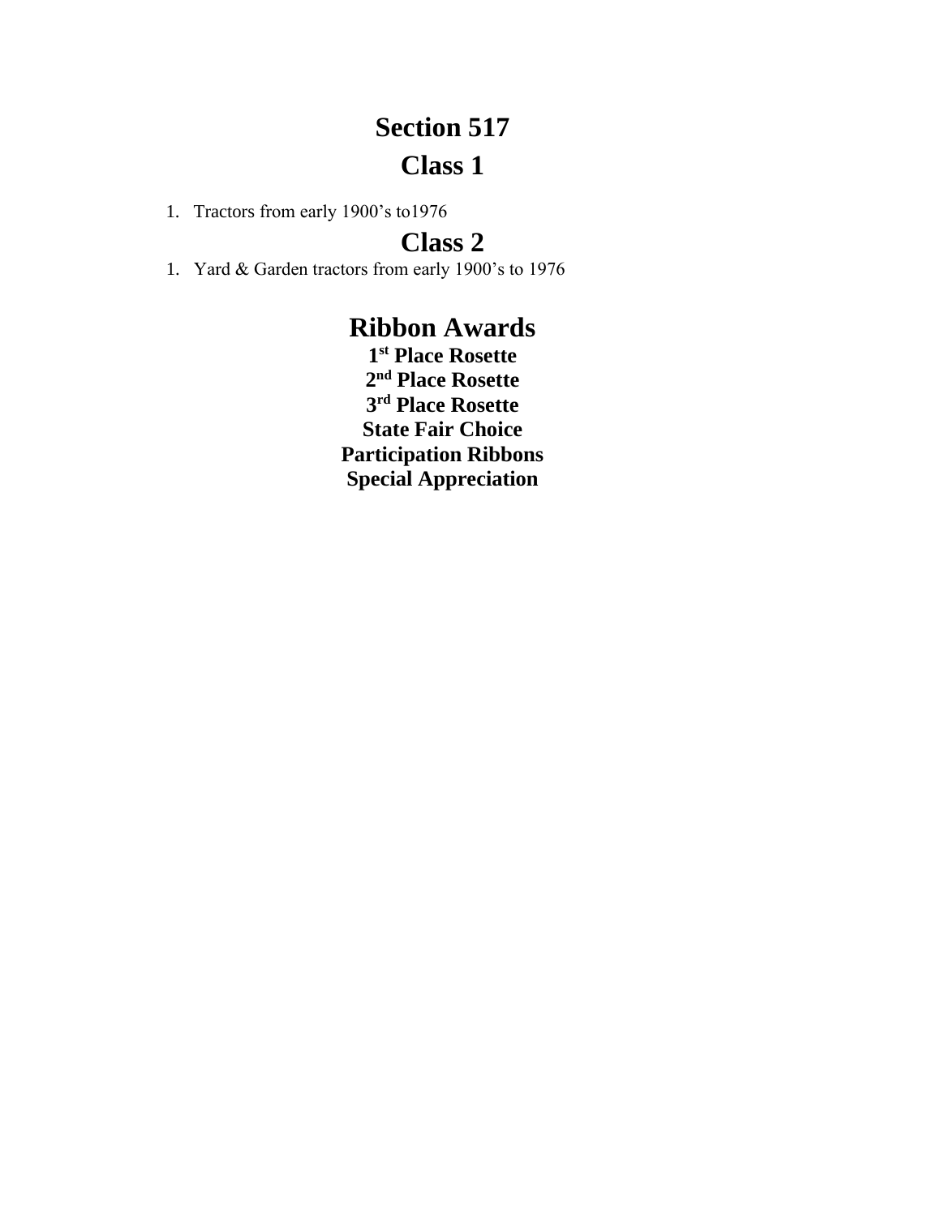# Section 517

## Class 1

1. Tractors from early 1900's to1976

## Class 2

1. Yard & Garden tractors from early 1900's to 1976

## Ribbon Awards

**1st Place Rosette**
**2nd Place Rosette**
**3rd Place Rosette**
**State Fair Choice**
**Participation Ribbons**
**Special Appreciation**